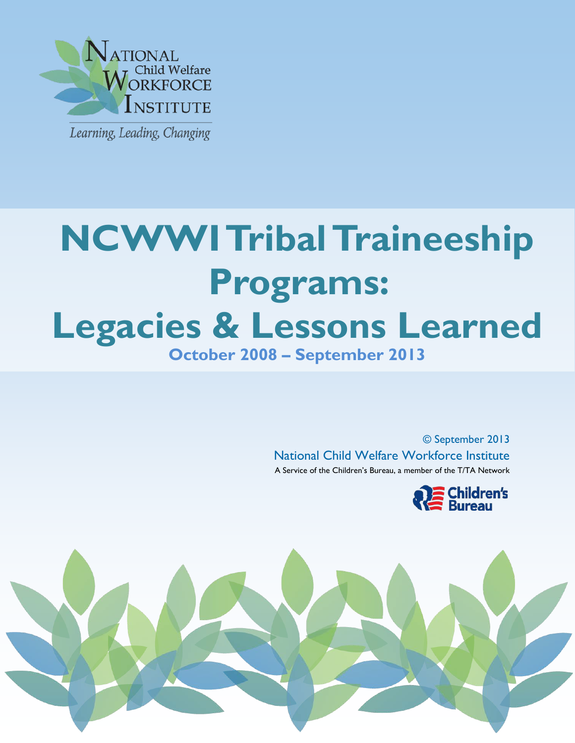National Child Welfare Workforce Institute

*Learning, Leading, Changing*

# NCWWI Tribal Traineeship Programs: Legacies & Lessons Learned

## October 2008 – September 2013

© September 2013

National Child Welfare Workforce Institute

A Service of the Children's Bureau, a member of the T/TA Network

Children's Bureau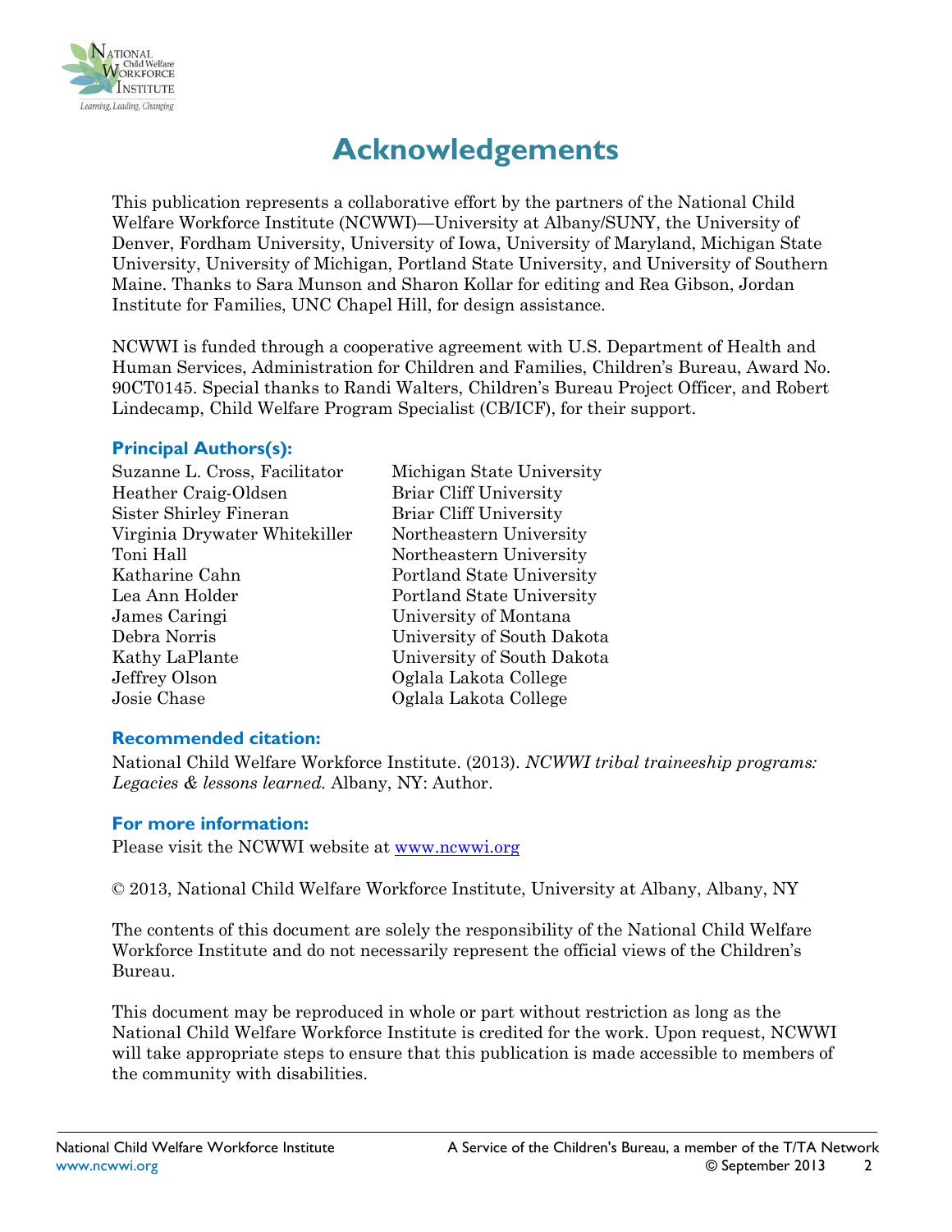# Acknowledgements

This publication represents a collaborative effort by the partners of the National Child Welfare Workforce Institute (NCWWI)—University at Albany/SUNY, the University of Denver, Fordham University, University of Iowa, University of Maryland, Michigan State University, University of Michigan, Portland State University, and University of Southern Maine. Thanks to Sara Munson and Sharon Kollar for editing and Rea Gibson, Jordan Institute for Families, UNC Chapel Hill, for design assistance.

NCWWI is funded through a cooperative agreement with U.S. Department of Health and Human Services, Administration for Children and Families, Children's Bureau, Award No. 90CT0145. Special thanks to Randi Walters, Children's Bureau Project Officer, and Robert Lindecamp, Child Welfare Program Specialist (CB/ICF), for their support.

### Principal Authors(s):

| | |
|---|---|
| Suzanne L. Cross, Facilitator | Michigan State University |
| Heather Craig-Oldsen | Briar Cliff University |
| Sister Shirley Fineran | Briar Cliff University |
| Virginia Drywater Whitekiller | Northeastern University |
| Toni Hall | Northeastern University |
| Katharine Cahn | Portland State University |
| Lea Ann Holder | Portland State University |
| James Caringi | University of Montana |
| Debra Norris | University of South Dakota |
| Kathy LaPlante | University of South Dakota |
| Jeffrey Olson | Oglala Lakota College |
| Josie Chase | Oglala Lakota College |

### Recommended citation:

National Child Welfare Workforce Institute. (2013). *NCWWI tribal traineeship programs: Legacies & lessons learned.* Albany, NY: Author.

### For more information:

Please visit the NCWWI website at www.ncwwi.org

© 2013, National Child Welfare Workforce Institute, University at Albany, Albany, NY

The contents of this document are solely the responsibility of the National Child Welfare Workforce Institute and do not necessarily represent the official views of the Children's Bureau.

This document may be reproduced in whole or part without restriction as long as the National Child Welfare Workforce Institute is credited for the work. Upon request, NCWWI will take appropriate steps to ensure that this publication is made accessible to members of the community with disabilities.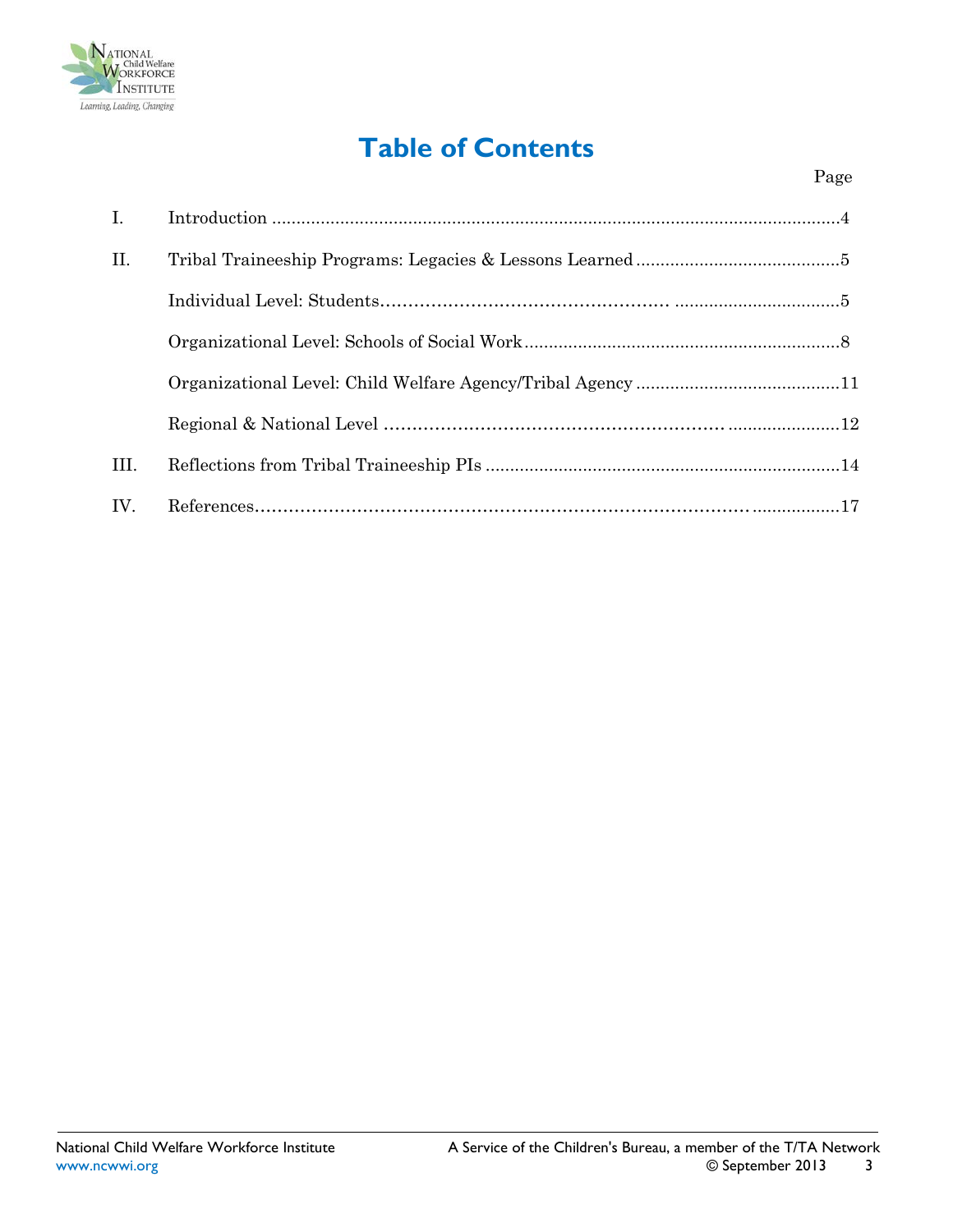# Table of Contents

| | | Page |
|---|---|---|
| I. | Introduction | 4 |
| II. | Tribal Traineeship Programs: Legacies & Lessons Learned | 5 |
| | Individual Level: Students | 5 |
| | Organizational Level: Schools of Social Work | 8 |
| | Organizational Level: Child Welfare Agency/Tribal Agency | 11 |
| | Regional & National Level | 12 |
| III. | Reflections from Tribal Traineeship PIs | 14 |
| IV. | References | 17 |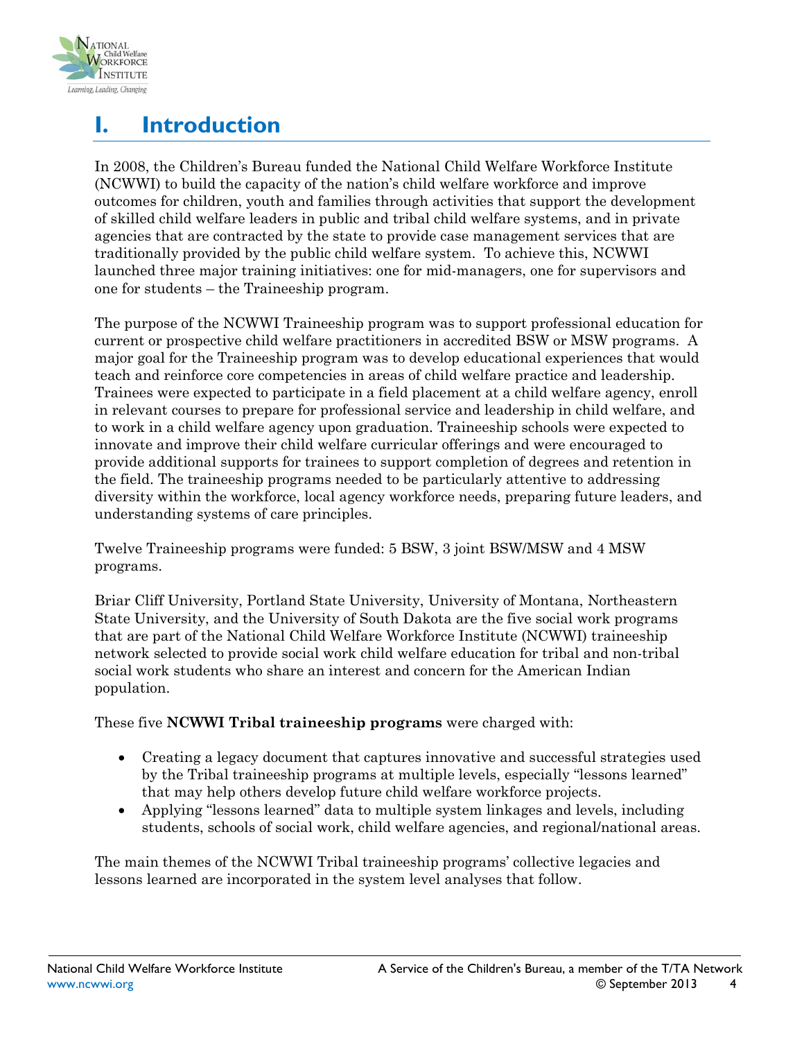# I. Introduction

In 2008, the Children's Bureau funded the National Child Welfare Workforce Institute (NCWWI) to build the capacity of the nation's child welfare workforce and improve outcomes for children, youth and families through activities that support the development of skilled child welfare leaders in public and tribal child welfare systems, and in private agencies that are contracted by the state to provide case management services that are traditionally provided by the public child welfare system. To achieve this, NCWWI launched three major training initiatives: one for mid-managers, one for supervisors and one for students – the Traineeship program.

The purpose of the NCWWI Traineeship program was to support professional education for current or prospective child welfare practitioners in accredited BSW or MSW programs. A major goal for the Traineeship program was to develop educational experiences that would teach and reinforce core competencies in areas of child welfare practice and leadership. Trainees were expected to participate in a field placement at a child welfare agency, enroll in relevant courses to prepare for professional service and leadership in child welfare, and to work in a child welfare agency upon graduation. Traineeship schools were expected to innovate and improve their child welfare curricular offerings and were encouraged to provide additional supports for trainees to support completion of degrees and retention in the field. The traineeship programs needed to be particularly attentive to addressing diversity within the workforce, local agency workforce needs, preparing future leaders, and understanding systems of care principles.

Twelve Traineeship programs were funded: 5 BSW, 3 joint BSW/MSW and 4 MSW programs.

Briar Cliff University, Portland State University, University of Montana, Northeastern State University, and the University of South Dakota are the five social work programs that are part of the National Child Welfare Workforce Institute (NCWWI) traineeship network selected to provide social work child welfare education for tribal and non-tribal social work students who share an interest and concern for the American Indian population.

These five **NCWWI Tribal traineeship programs** were charged with:

- Creating a legacy document that captures innovative and successful strategies used by the Tribal traineeship programs at multiple levels, especially "lessons learned" that may help others develop future child welfare workforce projects.
- Applying "lessons learned" data to multiple system linkages and levels, including students, schools of social work, child welfare agencies, and regional/national areas.

The main themes of the NCWWI Tribal traineeship programs' collective legacies and lessons learned are incorporated in the system level analyses that follow.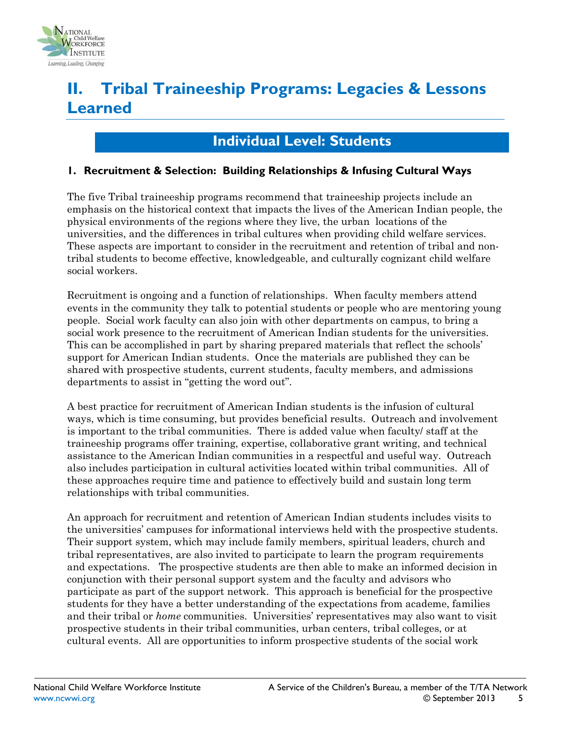# II. Tribal Traineeship Programs: Legacies & Lessons Learned

## Individual Level: Students

### 1. Recruitment & Selection: Building Relationships & Infusing Cultural Ways

The five Tribal traineeship programs recommend that traineeship projects include an emphasis on the historical context that impacts the lives of the American Indian people, the physical environments of the regions where they live, the urban locations of the universities, and the differences in tribal cultures when providing child welfare services. These aspects are important to consider in the recruitment and retention of tribal and non-tribal students to become effective, knowledgeable, and culturally cognizant child welfare social workers.

Recruitment is ongoing and a function of relationships. When faculty members attend events in the community they talk to potential students or people who are mentoring young people. Social work faculty can also join with other departments on campus, to bring a social work presence to the recruitment of American Indian students for the universities. This can be accomplished in part by sharing prepared materials that reflect the schools' support for American Indian students. Once the materials are published they can be shared with prospective students, current students, faculty members, and admissions departments to assist in "getting the word out".

A best practice for recruitment of American Indian students is the infusion of cultural ways, which is time consuming, but provides beneficial results. Outreach and involvement is important to the tribal communities. There is added value when faculty/ staff at the traineeship programs offer training, expertise, collaborative grant writing, and technical assistance to the American Indian communities in a respectful and useful way. Outreach also includes participation in cultural activities located within tribal communities. All of these approaches require time and patience to effectively build and sustain long term relationships with tribal communities.

An approach for recruitment and retention of American Indian students includes visits to the universities' campuses for informational interviews held with the prospective students. Their support system, which may include family members, spiritual leaders, church and tribal representatives, are also invited to participate to learn the program requirements and expectations. The prospective students are then able to make an informed decision in conjunction with their personal support system and the faculty and advisors who participate as part of the support network. This approach is beneficial for the prospective students for they have a better understanding of the expectations from academe, families and their tribal or *home* communities. Universities' representatives may also want to visit prospective students in their tribal communities, urban centers, tribal colleges, or at cultural events. All are opportunities to inform prospective students of the social work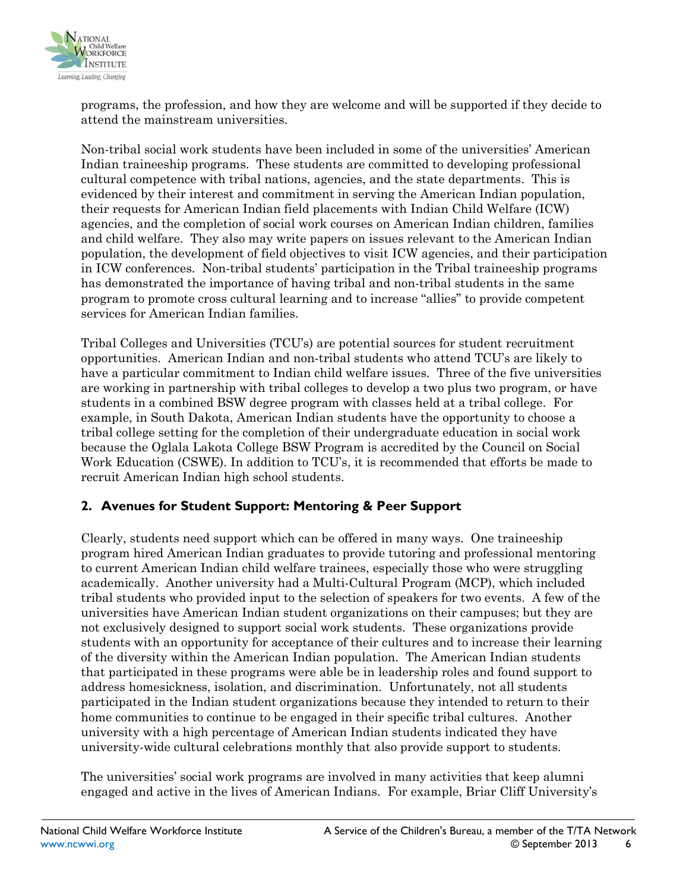programs, the profession, and how they are welcome and will be supported if they decide to attend the mainstream universities.

Non-tribal social work students have been included in some of the universities' American Indian traineeship programs. These students are committed to developing professional cultural competence with tribal nations, agencies, and the state departments. This is evidenced by their interest and commitment in serving the American Indian population, their requests for American Indian field placements with Indian Child Welfare (ICW) agencies, and the completion of social work courses on American Indian children, families and child welfare. They also may write papers on issues relevant to the American Indian population, the development of field objectives to visit ICW agencies, and their participation in ICW conferences. Non-tribal students' participation in the Tribal traineeship programs has demonstrated the importance of having tribal and non-tribal students in the same program to promote cross cultural learning and to increase "allies" to provide competent services for American Indian families.

Tribal Colleges and Universities (TCU's) are potential sources for student recruitment opportunities. American Indian and non-tribal students who attend TCU's are likely to have a particular commitment to Indian child welfare issues. Three of the five universities are working in partnership with tribal colleges to develop a two plus two program, or have students in a combined BSW degree program with classes held at a tribal college. For example, in South Dakota, American Indian students have the opportunity to choose a tribal college setting for the completion of their undergraduate education in social work because the Oglala Lakota College BSW Program is accredited by the Council on Social Work Education (CSWE). In addition to TCU's, it is recommended that efforts be made to recruit American Indian high school students.

## 2. Avenues for Student Support: Mentoring & Peer Support

Clearly, students need support which can be offered in many ways. One traineeship program hired American Indian graduates to provide tutoring and professional mentoring to current American Indian child welfare trainees, especially those who were struggling academically. Another university had a Multi-Cultural Program (MCP), which included tribal students who provided input to the selection of speakers for two events. A few of the universities have American Indian student organizations on their campuses; but they are not exclusively designed to support social work students. These organizations provide students with an opportunity for acceptance of their cultures and to increase their learning of the diversity within the American Indian population. The American Indian students that participated in these programs were able be in leadership roles and found support to address homesickness, isolation, and discrimination. Unfortunately, not all students participated in the Indian student organizations because they intended to return to their home communities to continue to be engaged in their specific tribal cultures. Another university with a high percentage of American Indian students indicated they have university-wide cultural celebrations monthly that also provide support to students.

The universities' social work programs are involved in many activities that keep alumni engaged and active in the lives of American Indians. For example, Briar Cliff University's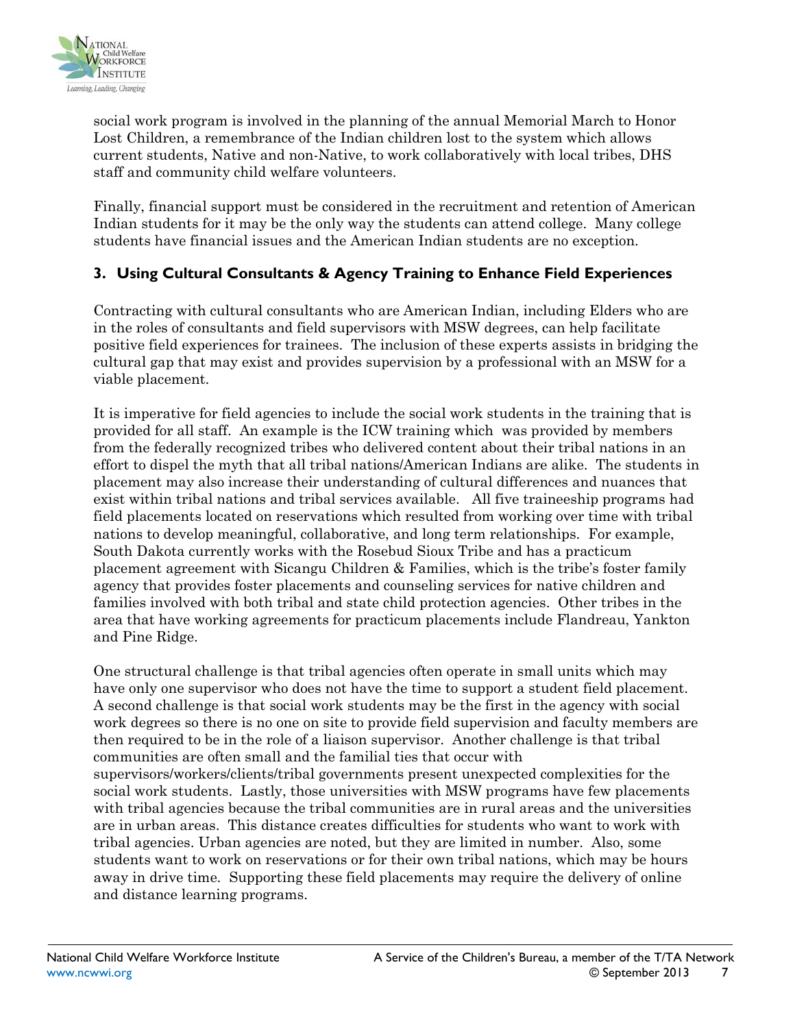social work program is involved in the planning of the annual Memorial March to Honor Lost Children, a remembrance of the Indian children lost to the system which allows current students, Native and non-Native, to work collaboratively with local tribes, DHS staff and community child welfare volunteers.

Finally, financial support must be considered in the recruitment and retention of American Indian students for it may be the only way the students can attend college. Many college students have financial issues and the American Indian students are no exception.

### 3. Using Cultural Consultants & Agency Training to Enhance Field Experiences

Contracting with cultural consultants who are American Indian, including Elders who are in the roles of consultants and field supervisors with MSW degrees, can help facilitate positive field experiences for trainees. The inclusion of these experts assists in bridging the cultural gap that may exist and provides supervision by a professional with an MSW for a viable placement.

It is imperative for field agencies to include the social work students in the training that is provided for all staff. An example is the ICW training which was provided by members from the federally recognized tribes who delivered content about their tribal nations in an effort to dispel the myth that all tribal nations/American Indians are alike. The students in placement may also increase their understanding of cultural differences and nuances that exist within tribal nations and tribal services available. All five traineeship programs had field placements located on reservations which resulted from working over time with tribal nations to develop meaningful, collaborative, and long term relationships. For example, South Dakota currently works with the Rosebud Sioux Tribe and has a practicum placement agreement with Sicangu Children & Families, which is the tribe's foster family agency that provides foster placements and counseling services for native children and families involved with both tribal and state child protection agencies. Other tribes in the area that have working agreements for practicum placements include Flandreau, Yankton and Pine Ridge.

One structural challenge is that tribal agencies often operate in small units which may have only one supervisor who does not have the time to support a student field placement. A second challenge is that social work students may be the first in the agency with social work degrees so there is no one on site to provide field supervision and faculty members are then required to be in the role of a liaison supervisor. Another challenge is that tribal communities are often small and the familial ties that occur with supervisors/workers/clients/tribal governments present unexpected complexities for the social work students. Lastly, those universities with MSW programs have few placements with tribal agencies because the tribal communities are in rural areas and the universities are in urban areas. This distance creates difficulties for students who want to work with tribal agencies. Urban agencies are noted, but they are limited in number. Also, some students want to work on reservations or for their own tribal nations, which may be hours away in drive time. Supporting these field placements may require the delivery of online and distance learning programs.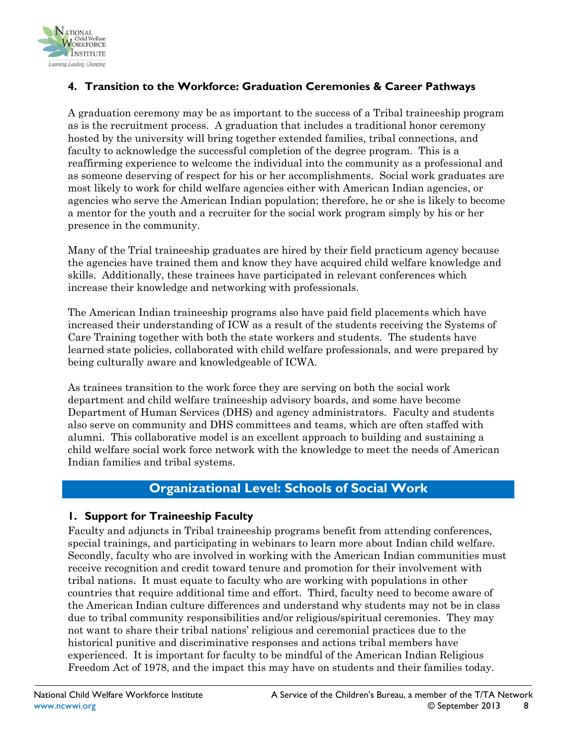### 4. Transition to the Workforce: Graduation Ceremonies & Career Pathways

A graduation ceremony may be as important to the success of a Tribal traineeship program as is the recruitment process. A graduation that includes a traditional honor ceremony hosted by the university will bring together extended families, tribal connections, and faculty to acknowledge the successful completion of the degree program. This is a reaffirming experience to welcome the individual into the community as a professional and as someone deserving of respect for his or her accomplishments. Social work graduates are most likely to work for child welfare agencies either with American Indian agencies, or agencies who serve the American Indian population; therefore, he or she is likely to become a mentor for the youth and a recruiter for the social work program simply by his or her presence in the community.

Many of the Trial traineeship graduates are hired by their field practicum agency because the agencies have trained them and know they have acquired child welfare knowledge and skills. Additionally, these trainees have participated in relevant conferences which increase their knowledge and networking with professionals.

The American Indian traineeship programs also have paid field placements which have increased their understanding of ICW as a result of the students receiving the Systems of Care Training together with both the state workers and students. The students have learned state policies, collaborated with child welfare professionals, and were prepared by being culturally aware and knowledgeable of ICWA.

As trainees transition to the work force they are serving on both the social work department and child welfare traineeship advisory boards, and some have become Department of Human Services (DHS) and agency administrators. Faculty and students also serve on community and DHS committees and teams, which are often staffed with alumni. This collaborative model is an excellent approach to building and sustaining a child welfare social work force network with the knowledge to meet the needs of American Indian families and tribal systems.

## Organizational Level: Schools of Social Work

### 1. Support for Traineeship Faculty

Faculty and adjuncts in Tribal traineeship programs benefit from attending conferences, special trainings, and participating in webinars to learn more about Indian child welfare. Secondly, faculty who are involved in working with the American Indian communities must receive recognition and credit toward tenure and promotion for their involvement with tribal nations. It must equate to faculty who are working with populations in other countries that require additional time and effort. Third, faculty need to become aware of the American Indian culture differences and understand why students may not be in class due to tribal community responsibilities and/or religious/spiritual ceremonies. They may not want to share their tribal nations' religious and ceremonial practices due to the historical punitive and discriminative responses and actions tribal members have experienced. It is important for faculty to be mindful of the American Indian Religious Freedom Act of 1978, and the impact this may have on students and their families today.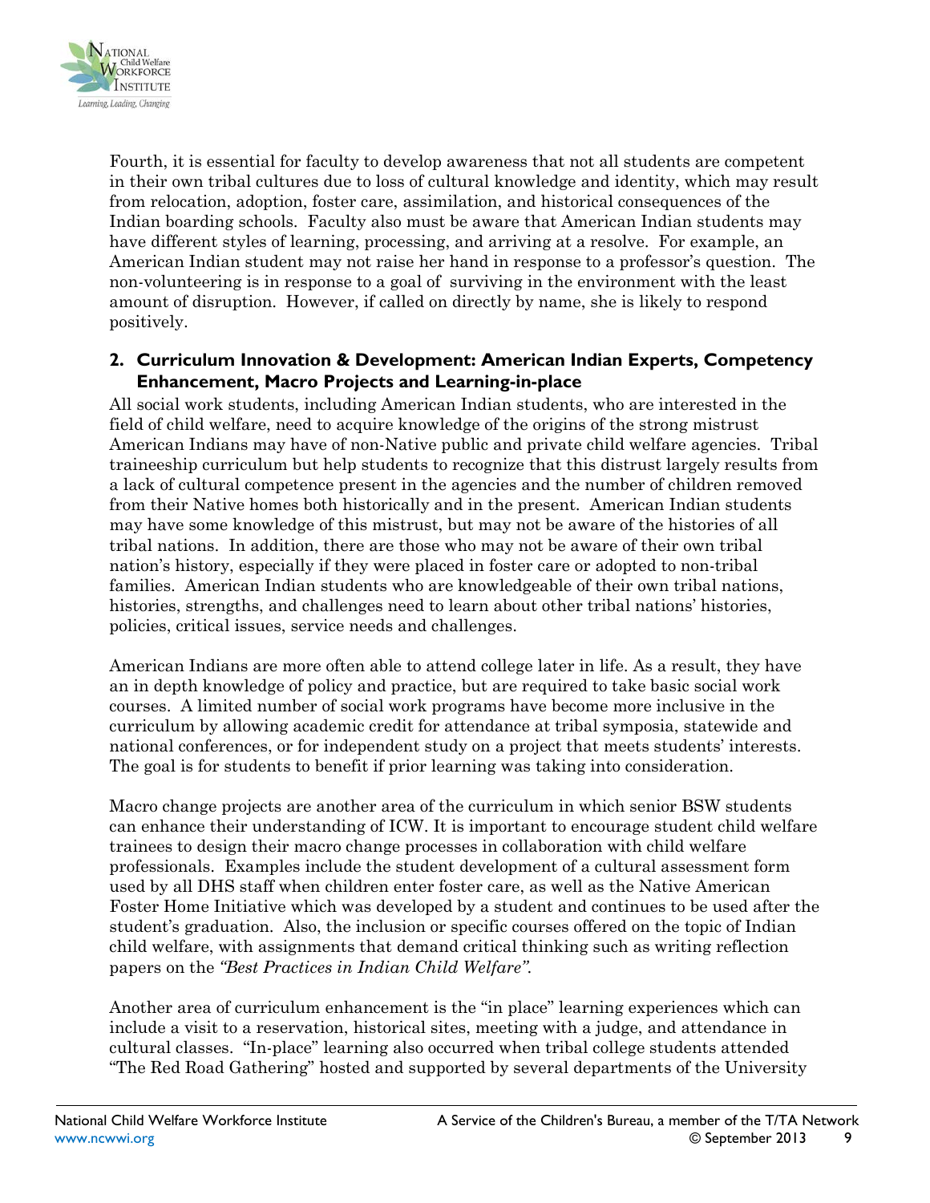Fourth, it is essential for faculty to develop awareness that not all students are competent in their own tribal cultures due to loss of cultural knowledge and identity, which may result from relocation, adoption, foster care, assimilation, and historical consequences of the Indian boarding schools. Faculty also must be aware that American Indian students may have different styles of learning, processing, and arriving at a resolve. For example, an American Indian student may not raise her hand in response to a professor's question. The non-volunteering is in response to a goal of surviving in the environment with the least amount of disruption. However, if called on directly by name, she is likely to respond positively.

### 2. Curriculum Innovation & Development: American Indian Experts, Competency Enhancement, Macro Projects and Learning-in-place

All social work students, including American Indian students, who are interested in the field of child welfare, need to acquire knowledge of the origins of the strong mistrust American Indians may have of non-Native public and private child welfare agencies. Tribal traineeship curriculum but help students to recognize that this distrust largely results from a lack of cultural competence present in the agencies and the number of children removed from their Native homes both historically and in the present. American Indian students may have some knowledge of this mistrust, but may not be aware of the histories of all tribal nations. In addition, there are those who may not be aware of their own tribal nation's history, especially if they were placed in foster care or adopted to non-tribal families. American Indian students who are knowledgeable of their own tribal nations, histories, strengths, and challenges need to learn about other tribal nations' histories, policies, critical issues, service needs and challenges.

American Indians are more often able to attend college later in life. As a result, they have an in depth knowledge of policy and practice, but are required to take basic social work courses. A limited number of social work programs have become more inclusive in the curriculum by allowing academic credit for attendance at tribal symposia, statewide and national conferences, or for independent study on a project that meets students' interests. The goal is for students to benefit if prior learning was taking into consideration.

Macro change projects are another area of the curriculum in which senior BSW students can enhance their understanding of ICW. It is important to encourage student child welfare trainees to design their macro change processes in collaboration with child welfare professionals. Examples include the student development of a cultural assessment form used by all DHS staff when children enter foster care, as well as the Native American Foster Home Initiative which was developed by a student and continues to be used after the student's graduation. Also, the inclusion or specific courses offered on the topic of Indian child welfare, with assignments that demand critical thinking such as writing reflection papers on the *"Best Practices in Indian Child Welfare".*

Another area of curriculum enhancement is the "in place" learning experiences which can include a visit to a reservation, historical sites, meeting with a judge, and attendance in cultural classes. "In-place" learning also occurred when tribal college students attended "The Red Road Gathering" hosted and supported by several departments of the University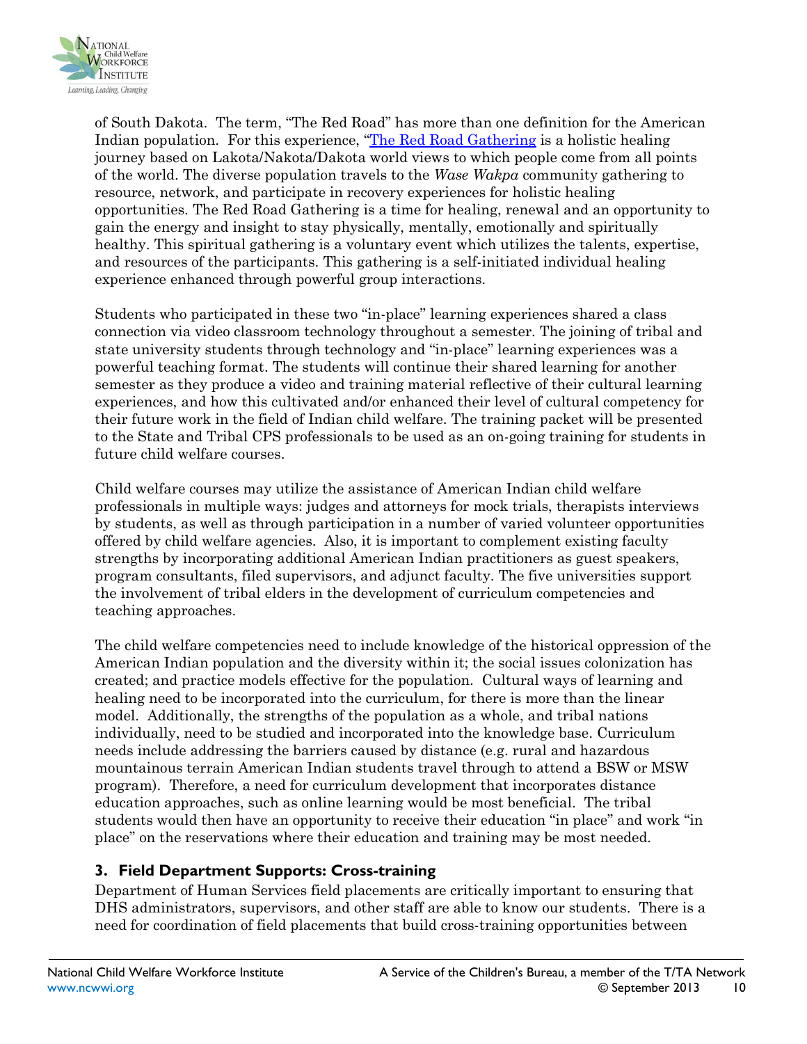of South Dakota. The term, "The Red Road" has more than one definition for the American Indian population. For this experience, "The Red Road Gathering is a holistic healing journey based on Lakota/Nakota/Dakota world views to which people come from all points of the world. The diverse population travels to the *Wase Wakpa* community gathering to resource, network, and participate in recovery experiences for holistic healing opportunities. The Red Road Gathering is a time for healing, renewal and an opportunity to gain the energy and insight to stay physically, mentally, emotionally and spiritually healthy. This spiritual gathering is a voluntary event which utilizes the talents, expertise, and resources of the participants. This gathering is a self-initiated individual healing experience enhanced through powerful group interactions.

Students who participated in these two "in-place" learning experiences shared a class connection via video classroom technology throughout a semester. The joining of tribal and state university students through technology and "in-place" learning experiences was a powerful teaching format. The students will continue their shared learning for another semester as they produce a video and training material reflective of their cultural learning experiences, and how this cultivated and/or enhanced their level of cultural competency for their future work in the field of Indian child welfare. The training packet will be presented to the State and Tribal CPS professionals to be used as an on-going training for students in future child welfare courses.

Child welfare courses may utilize the assistance of American Indian child welfare professionals in multiple ways: judges and attorneys for mock trials, therapists interviews by students, as well as through participation in a number of varied volunteer opportunities offered by child welfare agencies. Also, it is important to complement existing faculty strengths by incorporating additional American Indian practitioners as guest speakers, program consultants, filed supervisors, and adjunct faculty. The five universities support the involvement of tribal elders in the development of curriculum competencies and teaching approaches.

The child welfare competencies need to include knowledge of the historical oppression of the American Indian population and the diversity within it; the social issues colonization has created; and practice models effective for the population. Cultural ways of learning and healing need to be incorporated into the curriculum, for there is more than the linear model. Additionally, the strengths of the population as a whole, and tribal nations individually, need to be studied and incorporated into the knowledge base. Curriculum needs include addressing the barriers caused by distance (e.g. rural and hazardous mountainous terrain American Indian students travel through to attend a BSW or MSW program). Therefore, a need for curriculum development that incorporates distance education approaches, such as online learning would be most beneficial. The tribal students would then have an opportunity to receive their education "in place" and work "in place" on the reservations where their education and training may be most needed.

### 3. Field Department Supports: Cross-training

Department of Human Services field placements are critically important to ensuring that DHS administrators, supervisors, and other staff are able to know our students. There is a need for coordination of field placements that build cross-training opportunities between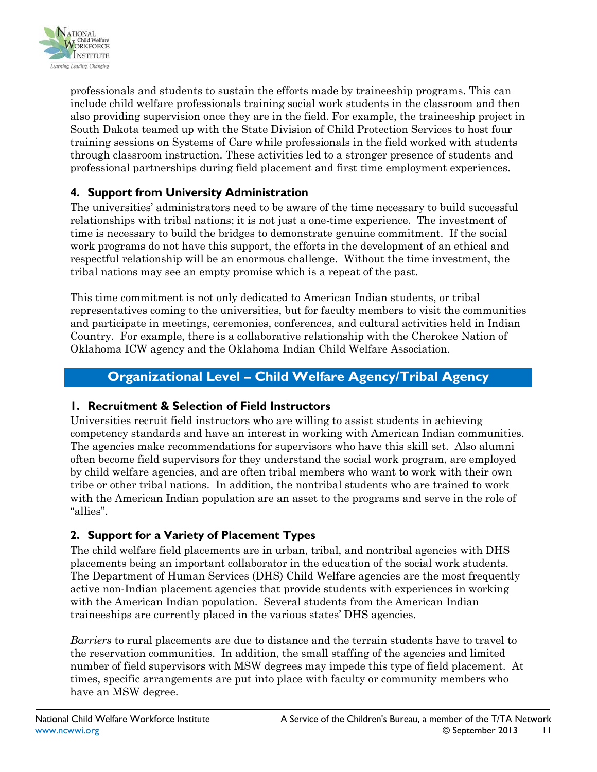professionals and students to sustain the efforts made by traineeship programs. This can include child welfare professionals training social work students in the classroom and then also providing supervision once they are in the field. For example, the traineeship project in South Dakota teamed up with the State Division of Child Protection Services to host four training sessions on Systems of Care while professionals in the field worked with students through classroom instruction. These activities led to a stronger presence of students and professional partnerships during field placement and first time employment experiences.

### 4. Support from University Administration

The universities' administrators need to be aware of the time necessary to build successful relationships with tribal nations; it is not just a one-time experience. The investment of time is necessary to build the bridges to demonstrate genuine commitment. If the social work programs do not have this support, the efforts in the development of an ethical and respectful relationship will be an enormous challenge. Without the time investment, the tribal nations may see an empty promise which is a repeat of the past.

This time commitment is not only dedicated to American Indian students, or tribal representatives coming to the universities, but for faculty members to visit the communities and participate in meetings, ceremonies, conferences, and cultural activities held in Indian Country. For example, there is a collaborative relationship with the Cherokee Nation of Oklahoma ICW agency and the Oklahoma Indian Child Welfare Association.

## Organizational Level – Child Welfare Agency/Tribal Agency

### 1. Recruitment & Selection of Field Instructors

Universities recruit field instructors who are willing to assist students in achieving competency standards and have an interest in working with American Indian communities. The agencies make recommendations for supervisors who have this skill set. Also alumni often become field supervisors for they understand the social work program, are employed by child welfare agencies, and are often tribal members who want to work with their own tribe or other tribal nations. In addition, the nontribal students who are trained to work with the American Indian population are an asset to the programs and serve in the role of "allies".

### 2. Support for a Variety of Placement Types

The child welfare field placements are in urban, tribal, and nontribal agencies with DHS placements being an important collaborator in the education of the social work students. The Department of Human Services (DHS) Child Welfare agencies are the most frequently active non-Indian placement agencies that provide students with experiences in working with the American Indian population. Several students from the American Indian traineeships are currently placed in the various states' DHS agencies.

*Barriers* to rural placements are due to distance and the terrain students have to travel to the reservation communities. In addition, the small staffing of the agencies and limited number of field supervisors with MSW degrees may impede this type of field placement. At times, specific arrangements are put into place with faculty or community members who have an MSW degree.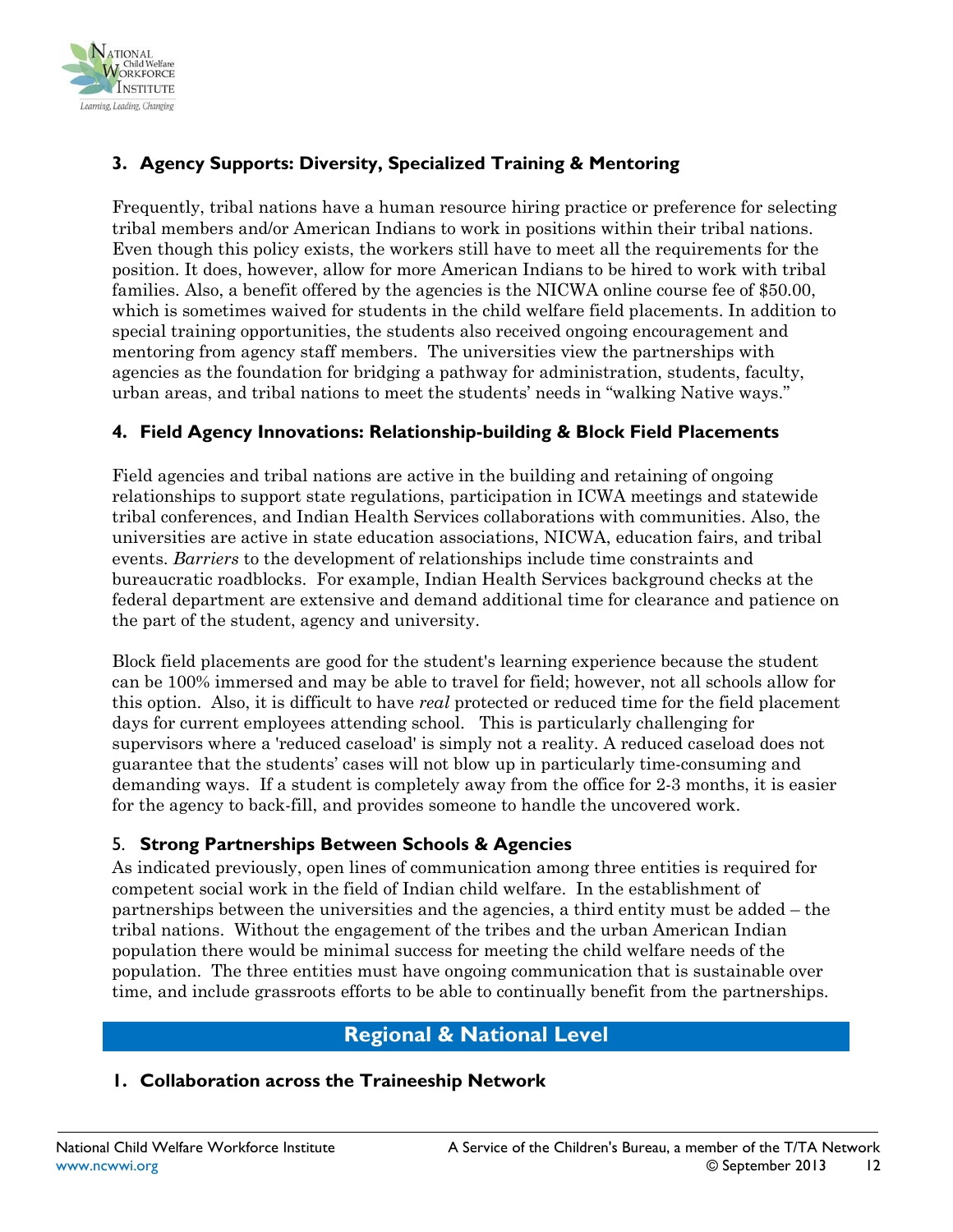### 3. Agency Supports: Diversity, Specialized Training & Mentoring

Frequently, tribal nations have a human resource hiring practice or preference for selecting tribal members and/or American Indians to work in positions within their tribal nations. Even though this policy exists, the workers still have to meet all the requirements for the position. It does, however, allow for more American Indians to be hired to work with tribal families. Also, a benefit offered by the agencies is the NICWA online course fee of $50.00, which is sometimes waived for students in the child welfare field placements. In addition to special training opportunities, the students also received ongoing encouragement and mentoring from agency staff members. The universities view the partnerships with agencies as the foundation for bridging a pathway for administration, students, faculty, urban areas, and tribal nations to meet the students' needs in "walking Native ways."

### 4. Field Agency Innovations: Relationship-building & Block Field Placements

Field agencies and tribal nations are active in the building and retaining of ongoing relationships to support state regulations, participation in ICWA meetings and statewide tribal conferences, and Indian Health Services collaborations with communities. Also, the universities are active in state education associations, NICWA, education fairs, and tribal events. *Barriers* to the development of relationships include time constraints and bureaucratic roadblocks. For example, Indian Health Services background checks at the federal department are extensive and demand additional time for clearance and patience on the part of the student, agency and university.

Block field placements are good for the student's learning experience because the student can be 100% immersed and may be able to travel for field; however, not all schools allow for this option. Also, it is difficult to have *real* protected or reduced time for the field placement days for current employees attending school. This is particularly challenging for supervisors where a 'reduced caseload' is simply not a reality. A reduced caseload does not guarantee that the students' cases will not blow up in particularly time-consuming and demanding ways. If a student is completely away from the office for 2-3 months, it is easier for the agency to back-fill, and provides someone to handle the uncovered work.

### 5. Strong Partnerships Between Schools & Agencies

As indicated previously, open lines of communication among three entities is required for competent social work in the field of Indian child welfare. In the establishment of partnerships between the universities and the agencies, a third entity must be added – the tribal nations. Without the engagement of the tribes and the urban American Indian population there would be minimal success for meeting the child welfare needs of the population. The three entities must have ongoing communication that is sustainable over time, and include grassroots efforts to be able to continually benefit from the partnerships.

## Regional & National Level

### 1. Collaboration across the Traineeship Network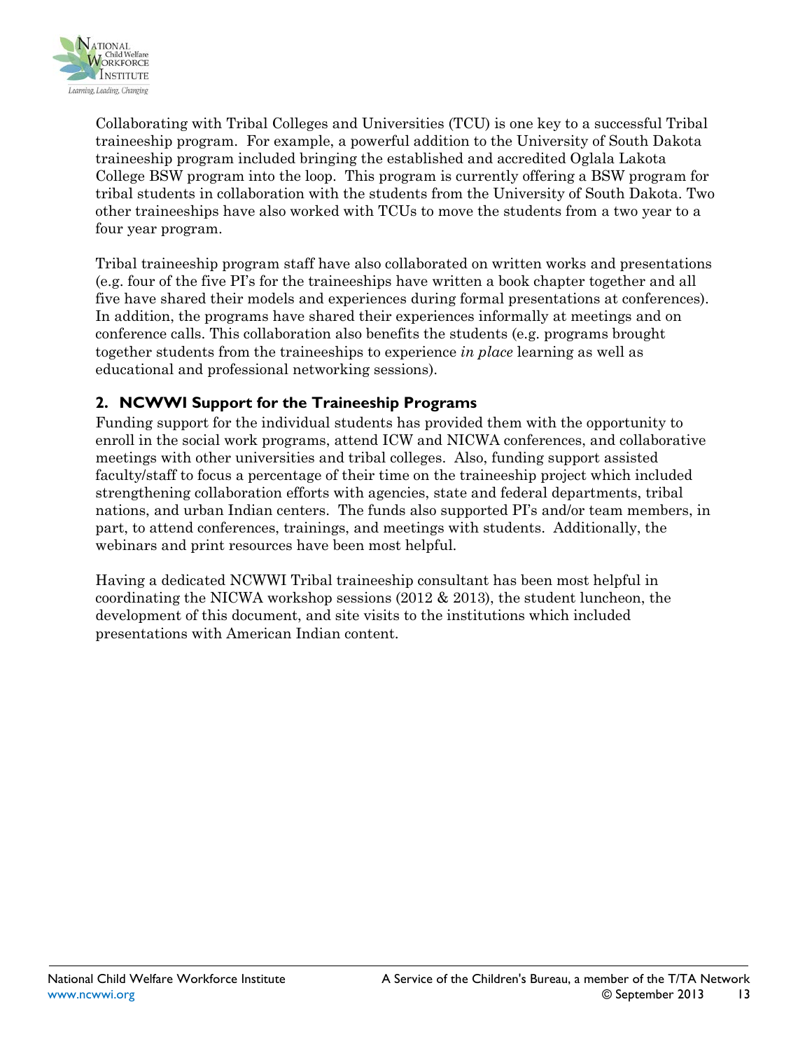Collaborating with Tribal Colleges and Universities (TCU) is one key to a successful Tribal traineeship program. For example, a powerful addition to the University of South Dakota traineeship program included bringing the established and accredited Oglala Lakota College BSW program into the loop. This program is currently offering a BSW program for tribal students in collaboration with the students from the University of South Dakota. Two other traineeships have also worked with TCUs to move the students from a two year to a four year program.

Tribal traineeship program staff have also collaborated on written works and presentations (e.g. four of the five PI's for the traineeships have written a book chapter together and all five have shared their models and experiences during formal presentations at conferences). In addition, the programs have shared their experiences informally at meetings and on conference calls. This collaboration also benefits the students (e.g. programs brought together students from the traineeships to experience *in place* learning as well as educational and professional networking sessions).

## 2. NCWWI Support for the Traineeship Programs

Funding support for the individual students has provided them with the opportunity to enroll in the social work programs, attend ICW and NICWA conferences, and collaborative meetings with other universities and tribal colleges. Also, funding support assisted faculty/staff to focus a percentage of their time on the traineeship project which included strengthening collaboration efforts with agencies, state and federal departments, tribal nations, and urban Indian centers. The funds also supported PI's and/or team members, in part, to attend conferences, trainings, and meetings with students. Additionally, the webinars and print resources have been most helpful.

Having a dedicated NCWWI Tribal traineeship consultant has been most helpful in coordinating the NICWA workshop sessions (2012 & 2013), the student luncheon, the development of this document, and site visits to the institutions which included presentations with American Indian content.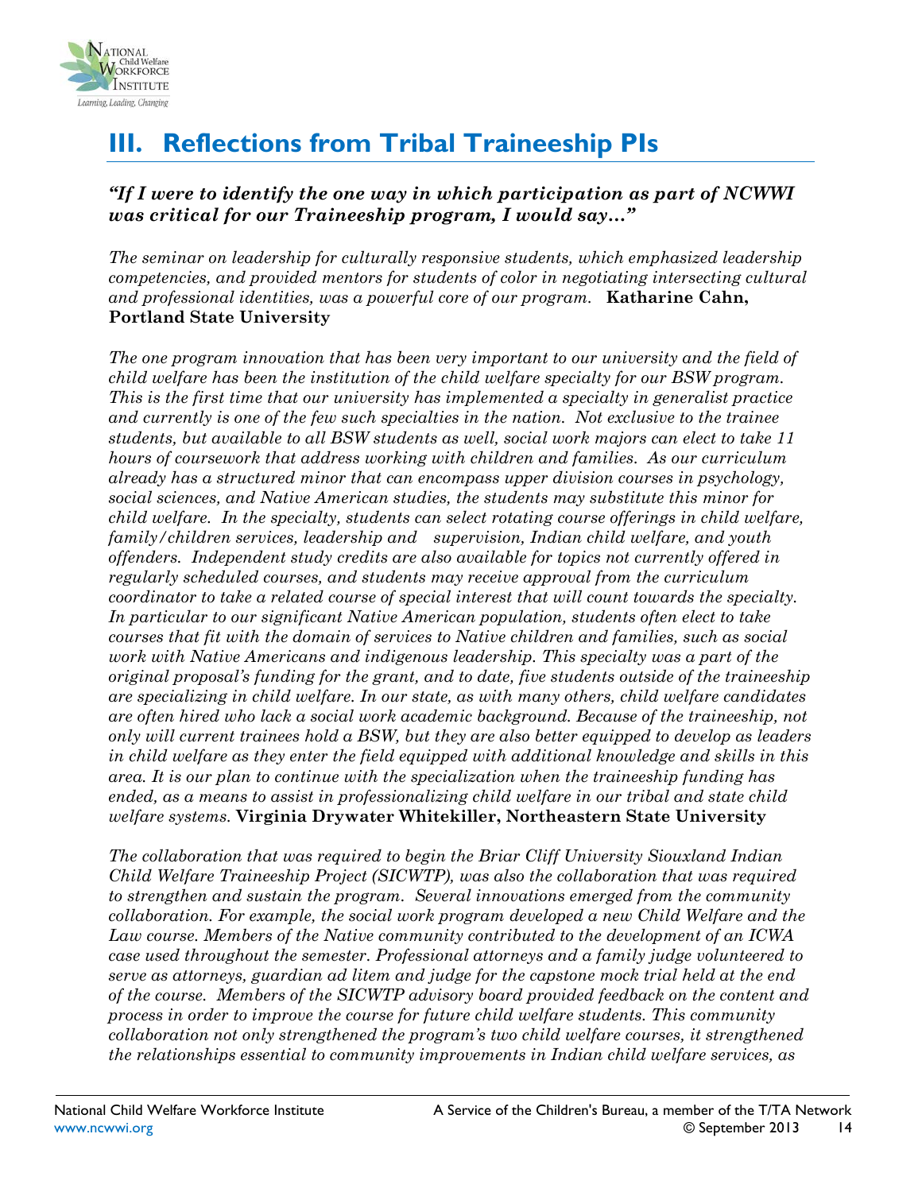# III. Reflections from Tribal Traineeship PIs

***"If I were to identify the one way in which participation as part of NCWWI was critical for our Traineeship program, I would say…"***

*The seminar on leadership for culturally responsive students, which emphasized leadership competencies, and provided mentors for students of color in negotiating intersecting cultural and professional identities, was a powerful core of our program.* **Katharine Cahn, Portland State University**

*The one program innovation that has been very important to our university and the field of child welfare has been the institution of the child welfare specialty for our BSW program. This is the first time that our university has implemented a specialty in generalist practice and currently is one of the few such specialties in the nation. Not exclusive to the trainee students, but available to all BSW students as well, social work majors can elect to take 11 hours of coursework that address working with children and families. As our curriculum already has a structured minor that can encompass upper division courses in psychology, social sciences, and Native American studies, the students may substitute this minor for child welfare. In the specialty, students can select rotating course offerings in child welfare, family/children services, leadership and supervision, Indian child welfare, and youth offenders. Independent study credits are also available for topics not currently offered in regularly scheduled courses, and students may receive approval from the curriculum coordinator to take a related course of special interest that will count towards the specialty. In particular to our significant Native American population, students often elect to take courses that fit with the domain of services to Native children and families, such as social work with Native Americans and indigenous leadership. This specialty was a part of the original proposal's funding for the grant, and to date, five students outside of the traineeship are specializing in child welfare. In our state, as with many others, child welfare candidates are often hired who lack a social work academic background. Because of the traineeship, not only will current trainees hold a BSW, but they are also better equipped to develop as leaders in child welfare as they enter the field equipped with additional knowledge and skills in this area. It is our plan to continue with the specialization when the traineeship funding has ended, as a means to assist in professionalizing child welfare in our tribal and state child welfare systems.* **Virginia Drywater Whitekiller, Northeastern State University**

*The collaboration that was required to begin the Briar Cliff University Siouxland Indian Child Welfare Traineeship Project (SICWTP), was also the collaboration that was required to strengthen and sustain the program. Several innovations emerged from the community collaboration. For example, the social work program developed a new Child Welfare and the Law course. Members of the Native community contributed to the development of an ICWA case used throughout the semester. Professional attorneys and a family judge volunteered to serve as attorneys, guardian ad litem and judge for the capstone mock trial held at the end of the course. Members of the SICWTP advisory board provided feedback on the content and process in order to improve the course for future child welfare students. This community collaboration not only strengthened the program's two child welfare courses, it strengthened the relationships essential to community improvements in Indian child welfare services, as*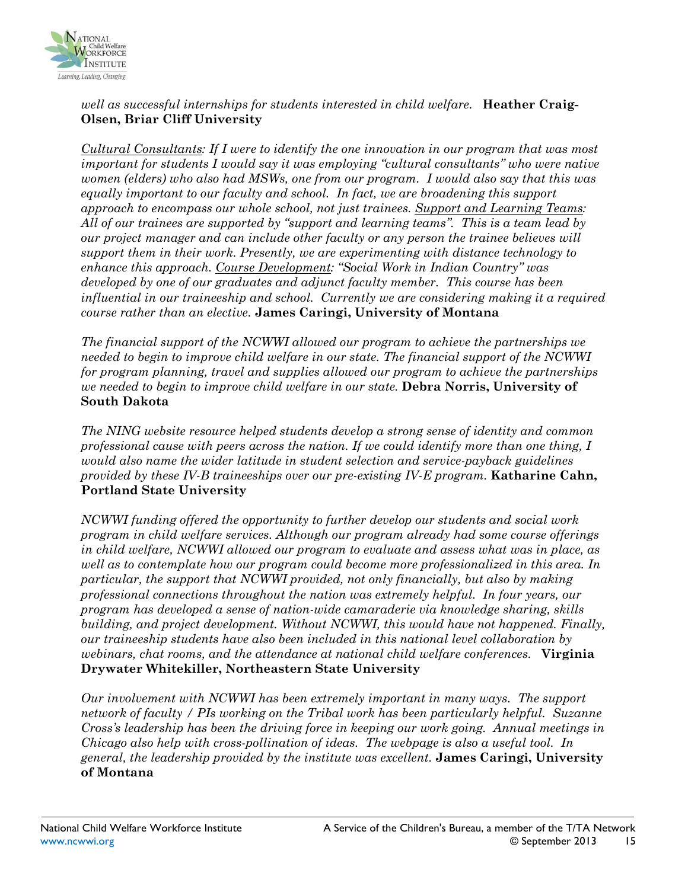*well as successful internships for students interested in child welfare.* **Heather Craig-Olsen, Briar Cliff University**

*<u>Cultural Consultants</u>: If I were to identify the one innovation in our program that was most important for students I would say it was employing "cultural consultants" who were native women (elders) who also had MSWs, one from our program. I would also say that this was equally important to our faculty and school. In fact, we are broadening this support approach to encompass our whole school, not just trainees. <u>Support and Learning Teams</u>: All of our trainees are supported by "support and learning teams". This is a team lead by our project manager and can include other faculty or any person the trainee believes will support them in their work. Presently, we are experimenting with distance technology to enhance this approach. <u>Course Development</u>: "Social Work in Indian Country" was developed by one of our graduates and adjunct faculty member. This course has been influential in our traineeship and school. Currently we are considering making it a required course rather than an elective.* **James Caringi, University of Montana**

*The financial support of the NCWWI allowed our program to achieve the partnerships we needed to begin to improve child welfare in our state. The financial support of the NCWWI for program planning, travel and supplies allowed our program to achieve the partnerships we needed to begin to improve child welfare in our state.* **Debra Norris, University of South Dakota**

*The NING website resource helped students develop a strong sense of identity and common professional cause with peers across the nation. If we could identify more than one thing, I would also name the wider latitude in student selection and service-payback guidelines provided by these IV-B traineeships over our pre-existing IV-E program.* **Katharine Cahn, Portland State University**

*NCWWI funding offered the opportunity to further develop our students and social work program in child welfare services. Although our program already had some course offerings in child welfare, NCWWI allowed our program to evaluate and assess what was in place, as well as to contemplate how our program could become more professionalized in this area. In particular, the support that NCWWI provided, not only financially, but also by making professional connections throughout the nation was extremely helpful. In four years, our program has developed a sense of nation-wide camaraderie via knowledge sharing, skills building, and project development. Without NCWWI, this would have not happened. Finally, our traineeship students have also been included in this national level collaboration by webinars, chat rooms, and the attendance at national child welfare conferences.* **Virginia Drywater Whitekiller, Northeastern State University**

*Our involvement with NCWWI has been extremely important in many ways. The support network of faculty / PIs working on the Tribal work has been particularly helpful. Suzanne Cross's leadership has been the driving force in keeping our work going. Annual meetings in Chicago also help with cross-pollination of ideas. The webpage is also a useful tool. In general, the leadership provided by the institute was excellent.* **James Caringi, University of Montana**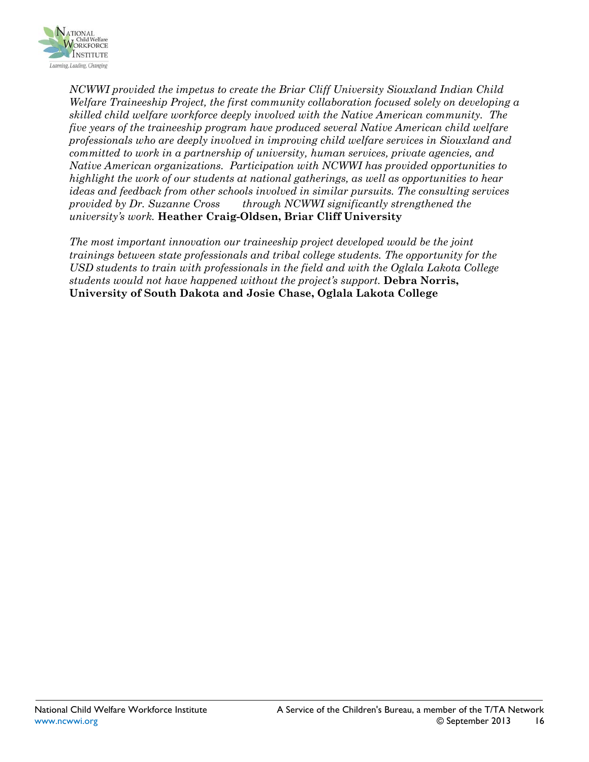*NCWWI provided the impetus to create the Briar Cliff University Siouxland Indian Child Welfare Traineeship Project, the first community collaboration focused solely on developing a skilled child welfare workforce deeply involved with the Native American community. The five years of the traineeship program have produced several Native American child welfare professionals who are deeply involved in improving child welfare services in Siouxland and committed to work in a partnership of university, human services, private agencies, and Native American organizations. Participation with NCWWI has provided opportunities to highlight the work of our students at national gatherings, as well as opportunities to hear ideas and feedback from other schools involved in similar pursuits. The consulting services provided by Dr. Suzanne Cross through NCWWI significantly strengthened the university's work.* **Heather Craig-Oldsen, Briar Cliff University**

*The most important innovation our traineeship project developed would be the joint trainings between state professionals and tribal college students. The opportunity for the USD students to train with professionals in the field and with the Oglala Lakota College students would not have happened without the project's support.* **Debra Norris, University of South Dakota and Josie Chase, Oglala Lakota College**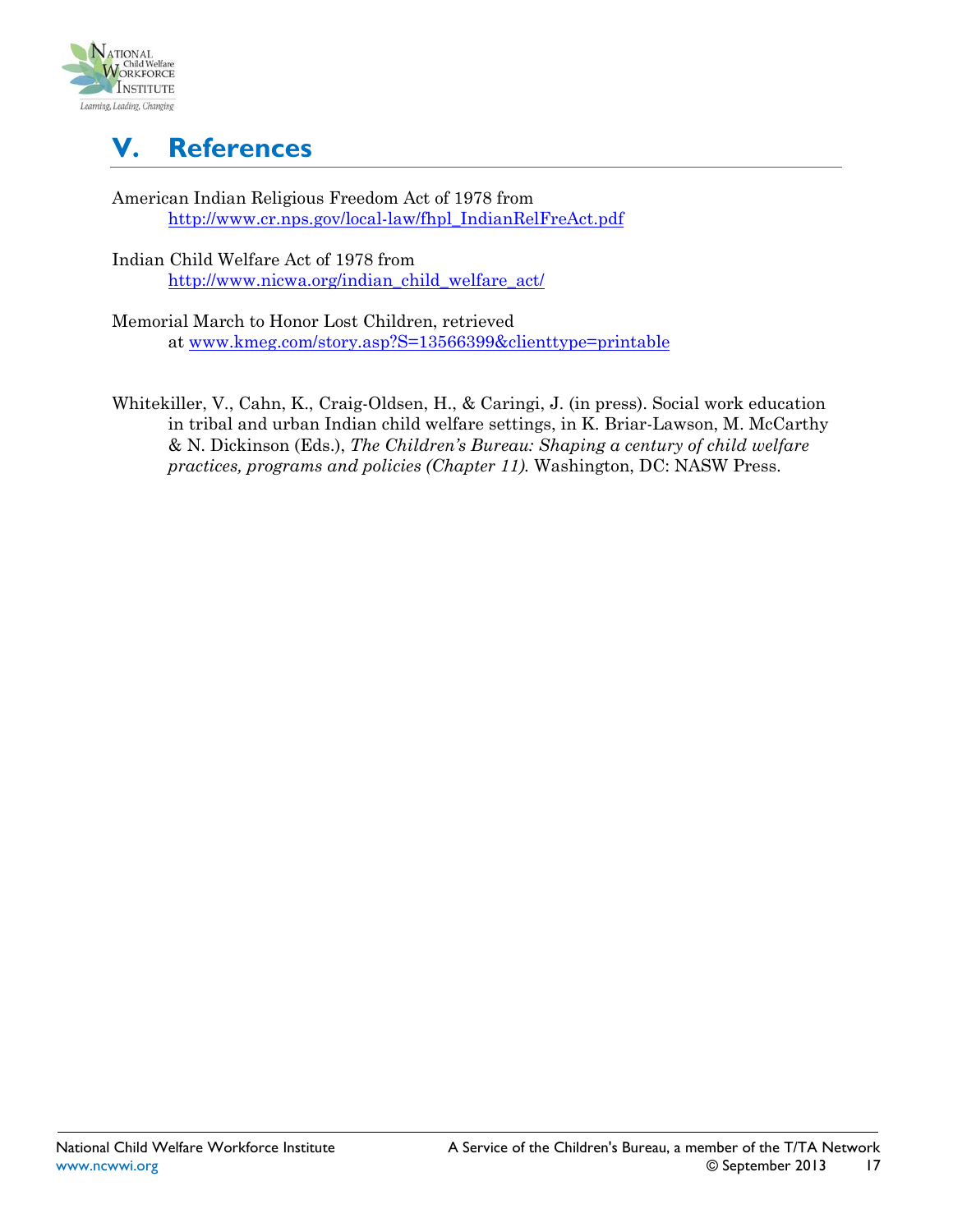# V. References

American Indian Religious Freedom Act of 1978 from
http://www.cr.nps.gov/local-law/fhpl_IndianRelFreAct.pdf

Indian Child Welfare Act of 1978 from
http://www.nicwa.org/indian_child_welfare_act/

Memorial March to Honor Lost Children, retrieved
at www.kmeg.com/story.asp?S=13566399&clienttype=printable

Whitekiller, V., Cahn, K., Craig-Oldsen, H., & Caringi, J. (in press). Social work education in tribal and urban Indian child welfare settings, in K. Briar-Lawson, M. McCarthy & N. Dickinson (Eds.), *The Children's Bureau: Shaping a century of child welfare practices, programs and policies (Chapter 11).* Washington, DC: NASW Press.